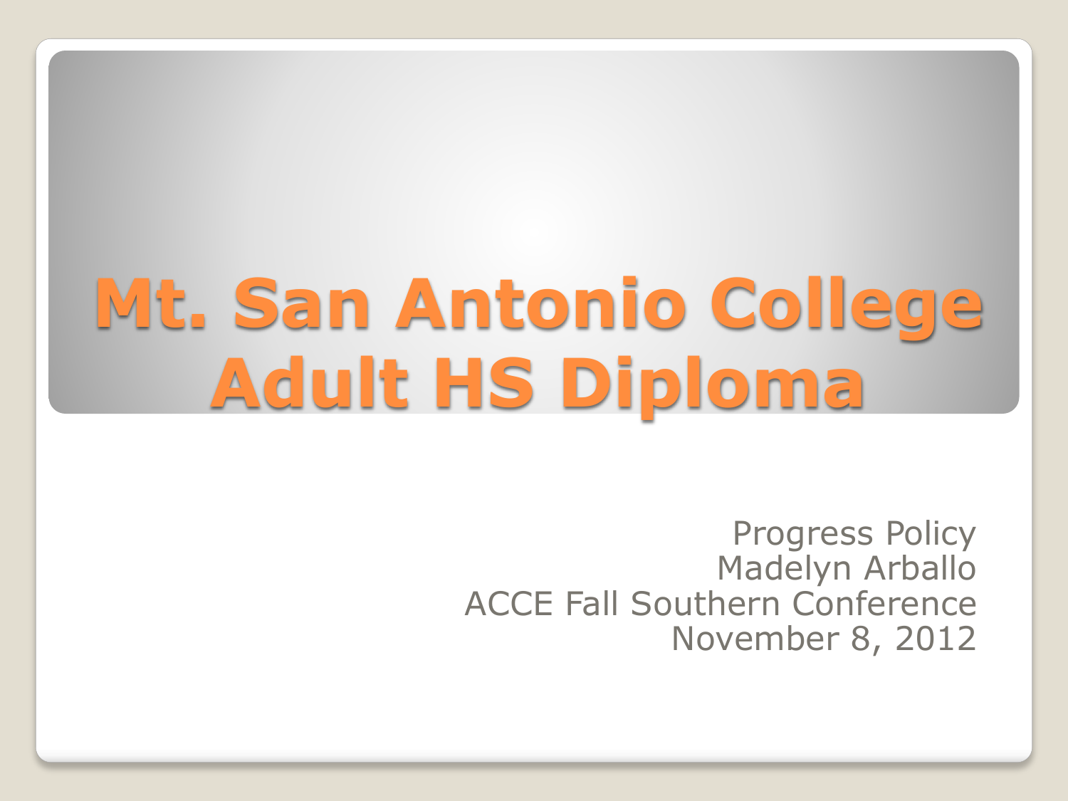# Mt. San Antonio College Adult HS Diploma

Progress Policy
Madelyn Arballo
ACCE Fall Southern Conference
November 8, 2012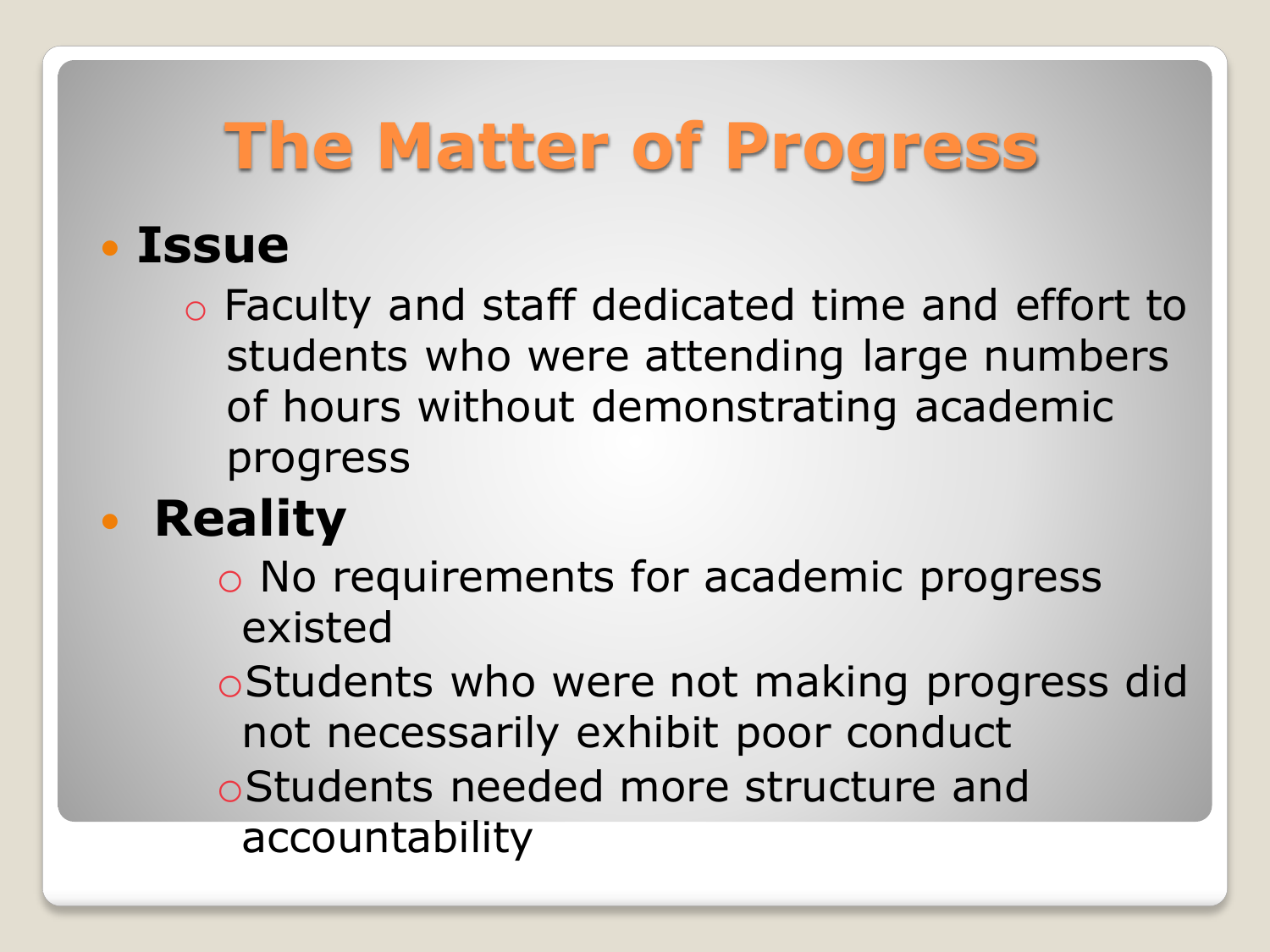# The Matter of Progress

- **Issue**
  - Faculty and staff dedicated time and effort to students who were attending large numbers of hours without demonstrating academic progress
- **Reality**
  - No requirements for academic progress existed
  - Students who were not making progress did not necessarily exhibit poor conduct
  - Students needed more structure and accountability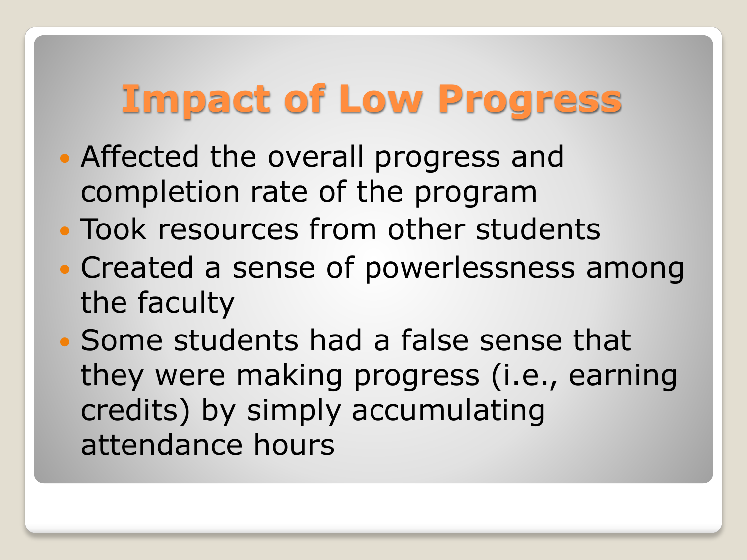# Impact of Low Progress

- Affected the overall progress and completion rate of the program
- Took resources from other students
- Created a sense of powerlessness among the faculty
- Some students had a false sense that they were making progress (i.e., earning credits) by simply accumulating attendance hours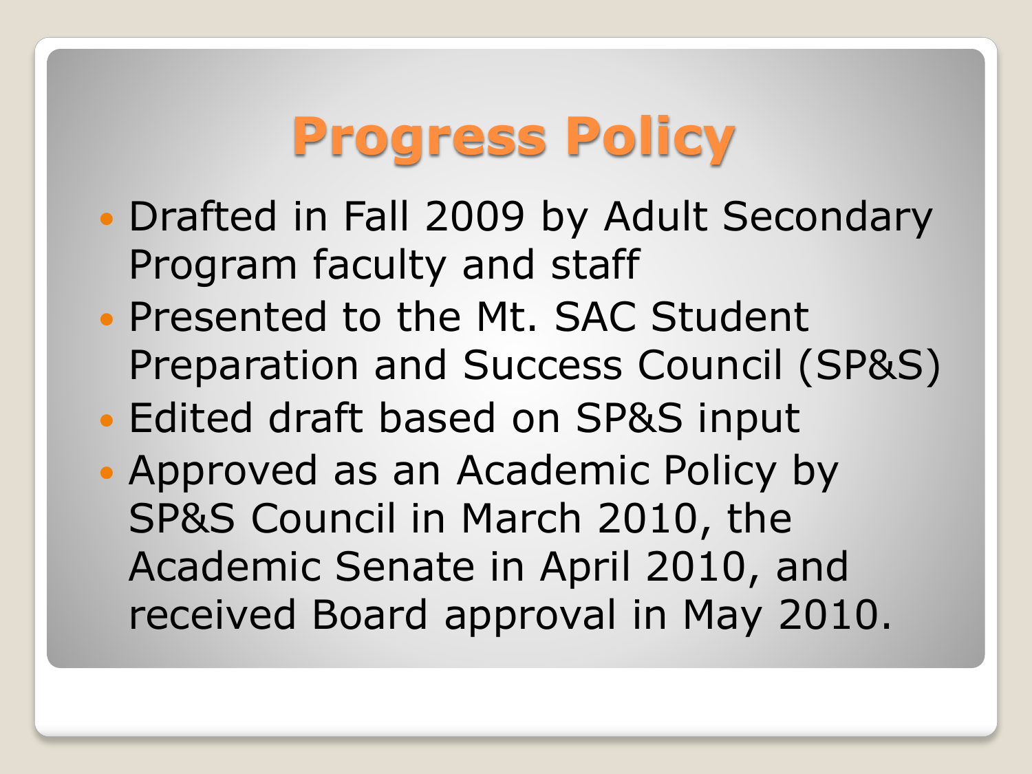# Progress Policy

- Drafted in Fall 2009 by Adult Secondary Program faculty and staff
- Presented to the Mt. SAC Student Preparation and Success Council (SP&S)
- Edited draft based on SP&S input
- Approved as an Academic Policy by SP&S Council in March 2010, the Academic Senate in April 2010, and received Board approval in May 2010.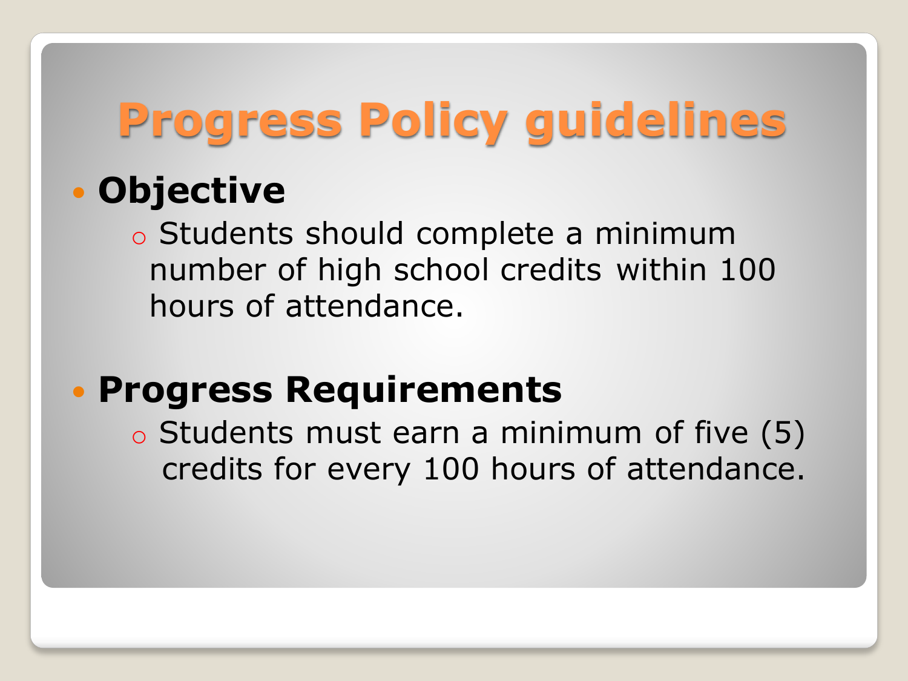# Progress Policy guidelines

- **Objective**
  - Students should complete a minimum number of high school credits within 100 hours of attendance.

- **Progress Requirements**
  - Students must earn a minimum of five (5) credits for every 100 hours of attendance.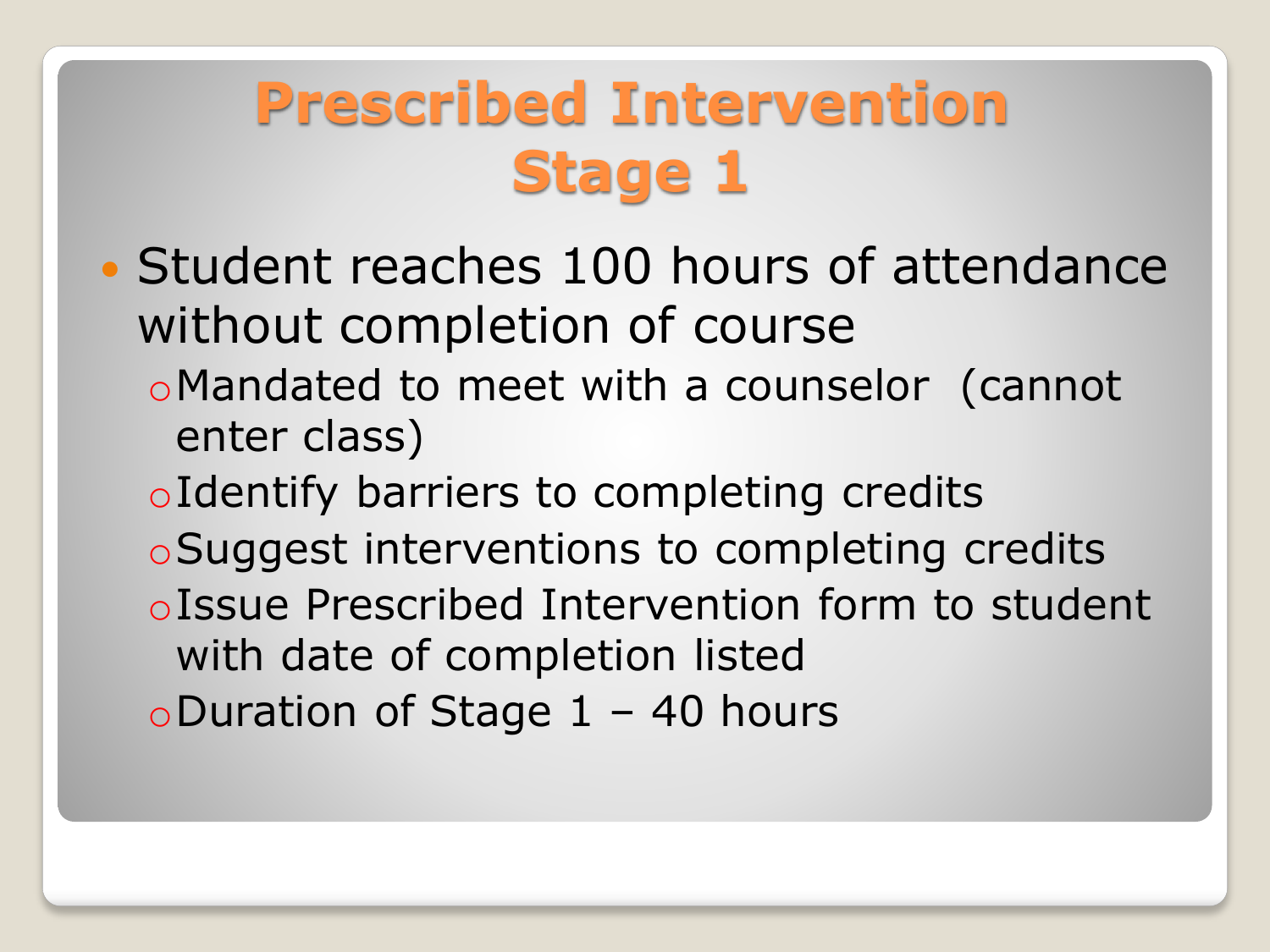# Prescribed Intervention Stage 1

- Student reaches 100 hours of attendance without completion of course
  - Mandated to meet with a counselor (cannot enter class)
  - Identify barriers to completing credits
  - Suggest interventions to completing credits
  - Issue Prescribed Intervention form to student with date of completion listed
  - Duration of Stage 1 – 40 hours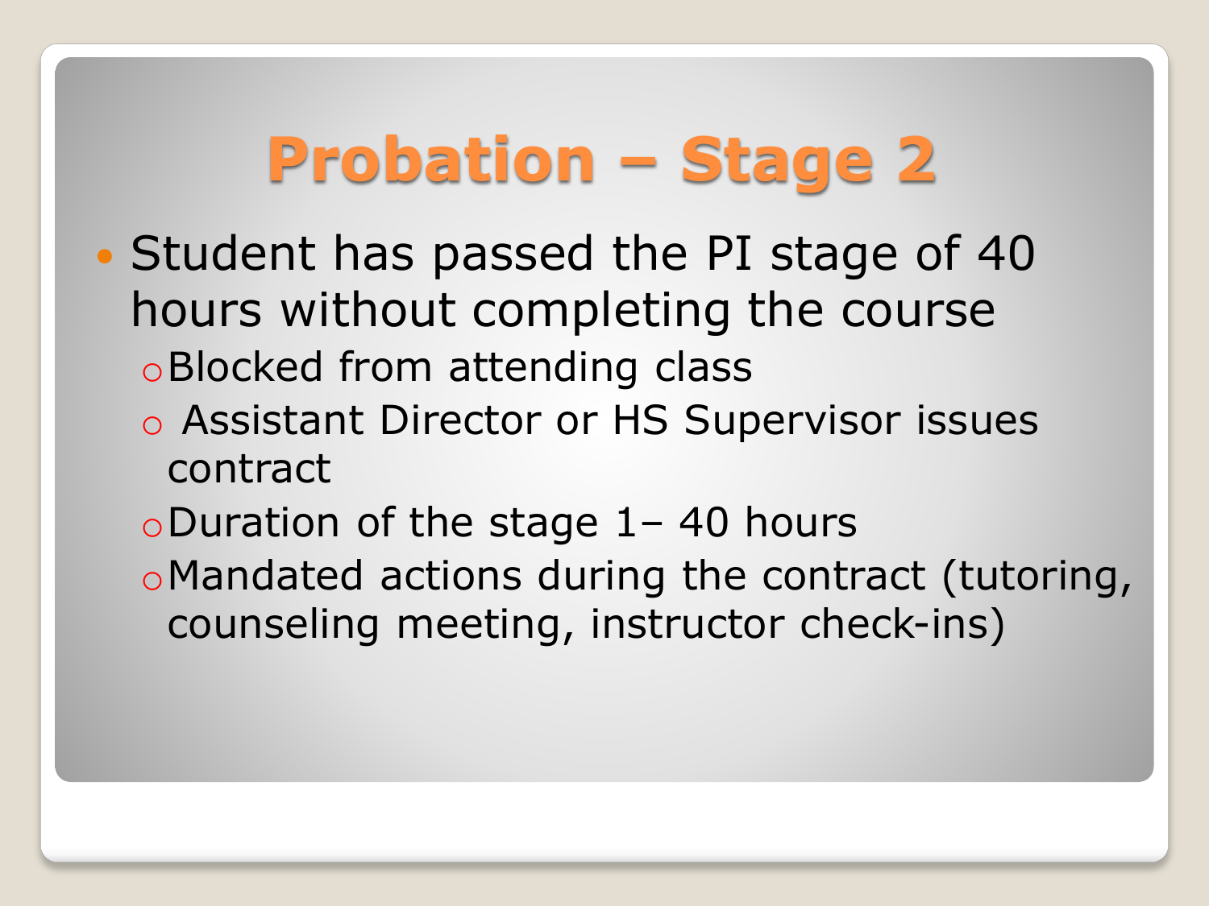# Probation – Stage 2

- Student has passed the PI stage of 40 hours without completing the course
  - Blocked from attending class
  - Assistant Director or HS Supervisor issues contract
  - Duration of the stage 1– 40 hours
  - Mandated actions during the contract (tutoring, counseling meeting, instructor check-ins)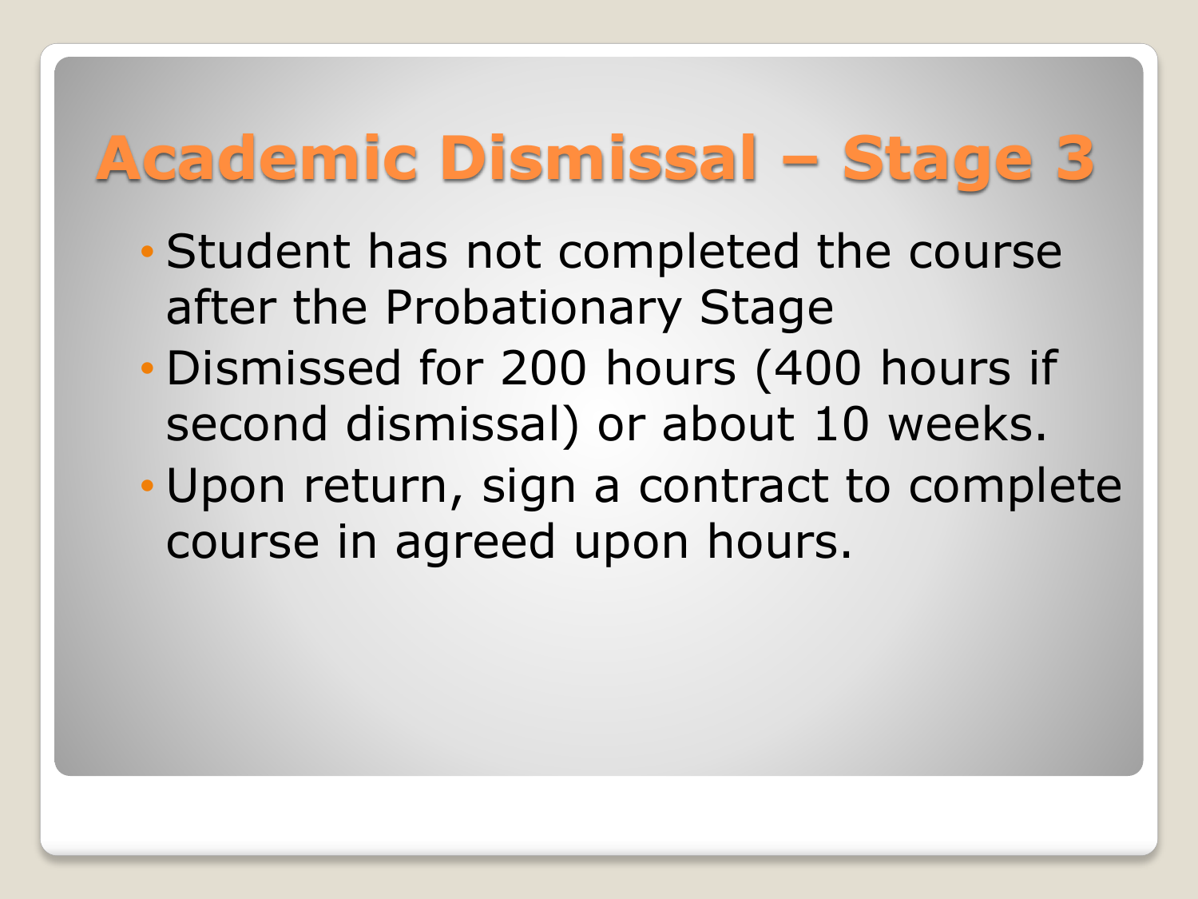# Academic Dismissal – Stage 3

- Student has not completed the course after the Probationary Stage
- Dismissed for 200 hours (400 hours if second dismissal) or about 10 weeks.
- Upon return, sign a contract to complete course in agreed upon hours.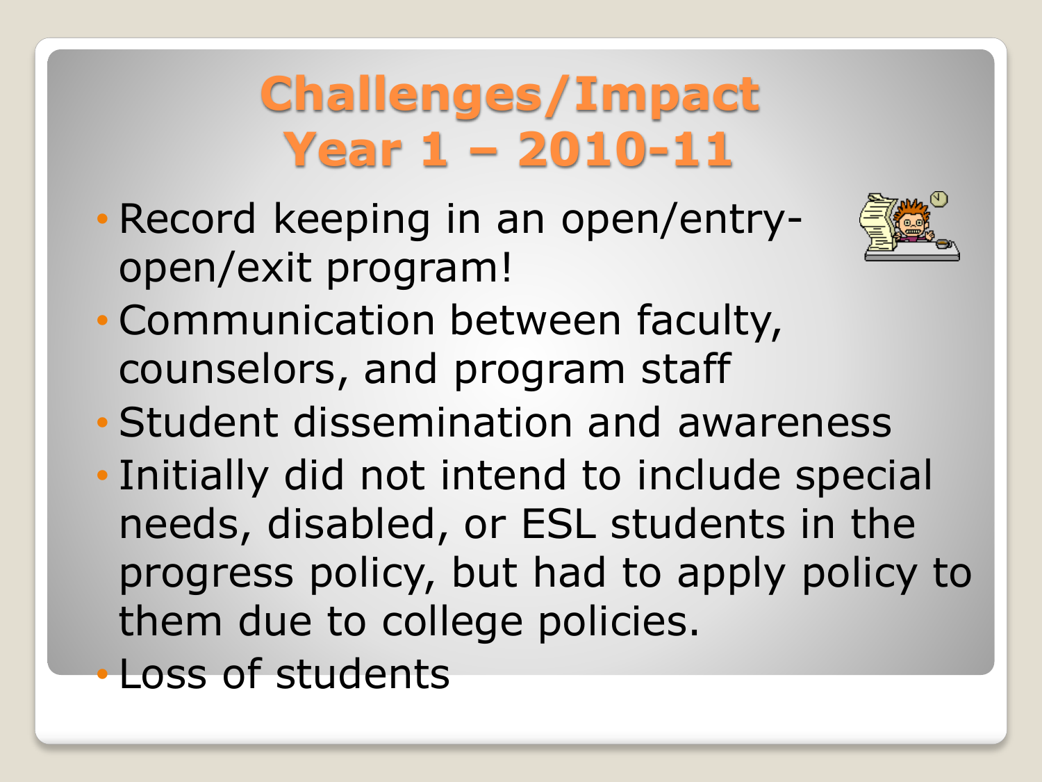# Challenges/Impact Year 1 – 2010-11

- Record keeping in an open/entry-open/exit program!
- Communication between faculty, counselors, and program staff
- Student dissemination and awareness
- Initially did not intend to include special needs, disabled, or ESL students in the progress policy, but had to apply policy to them due to college policies.
- Loss of students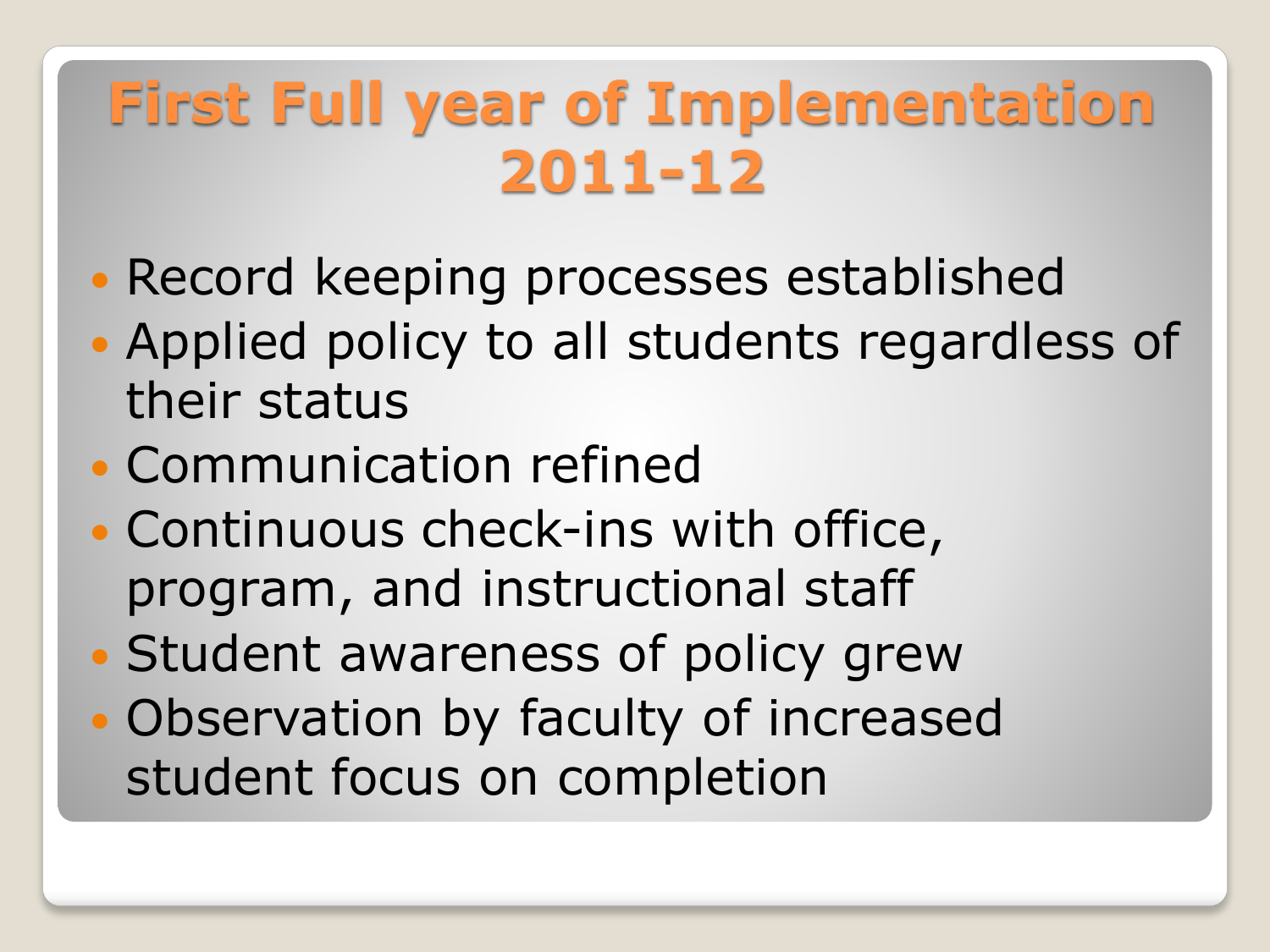# First Full year of Implementation 2011-12

- Record keeping processes established
- Applied policy to all students regardless of their status
- Communication refined
- Continuous check-ins with office, program, and instructional staff
- Student awareness of policy grew
- Observation by faculty of increased student focus on completion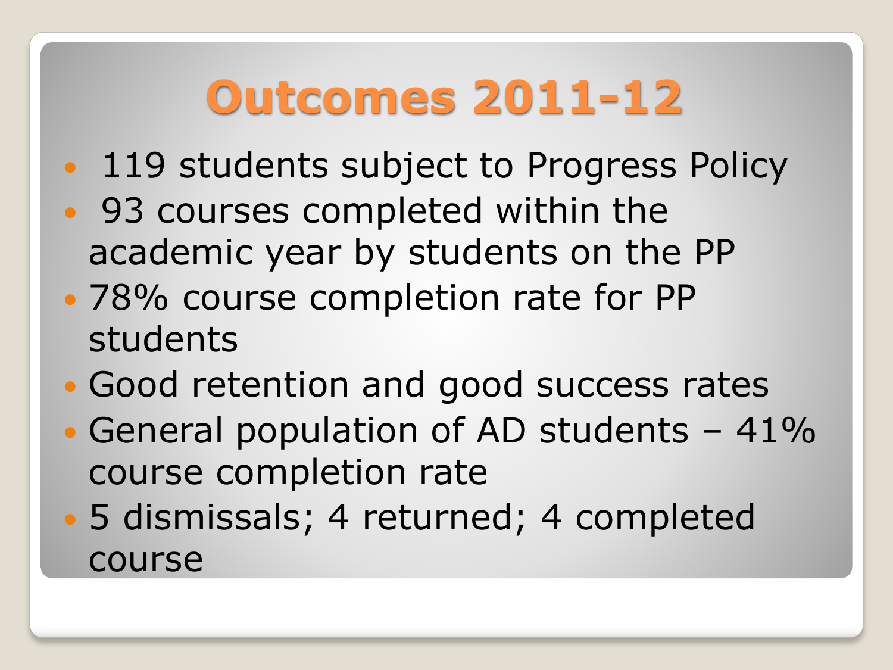# Outcomes 2011-12

- 119 students subject to Progress Policy
- 93 courses completed within the academic year by students on the PP
- 78% course completion rate for PP students
- Good retention and good success rates
- General population of AD students – 41% course completion rate
- 5 dismissals; 4 returned; 4 completed course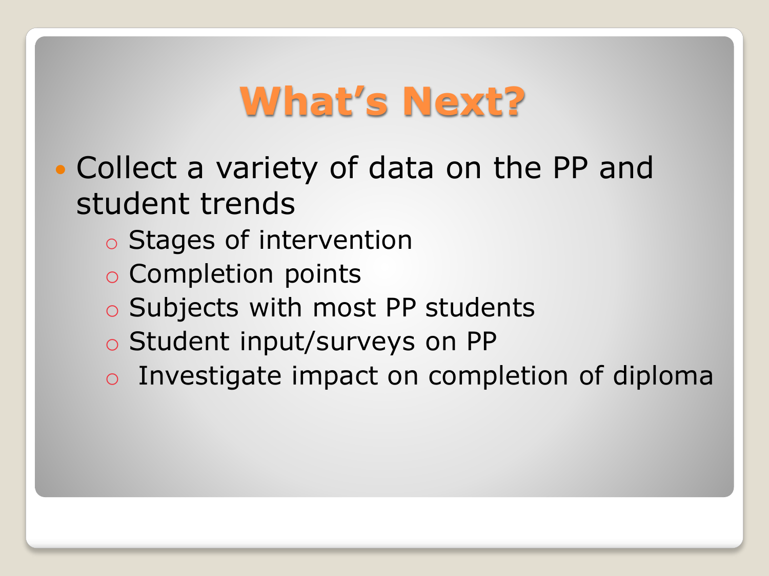# What's Next?

- Collect a variety of data on the PP and student trends
  - Stages of intervention
  - Completion points
  - Subjects with most PP students
  - Student input/surveys on PP
  - Investigate impact on completion of diploma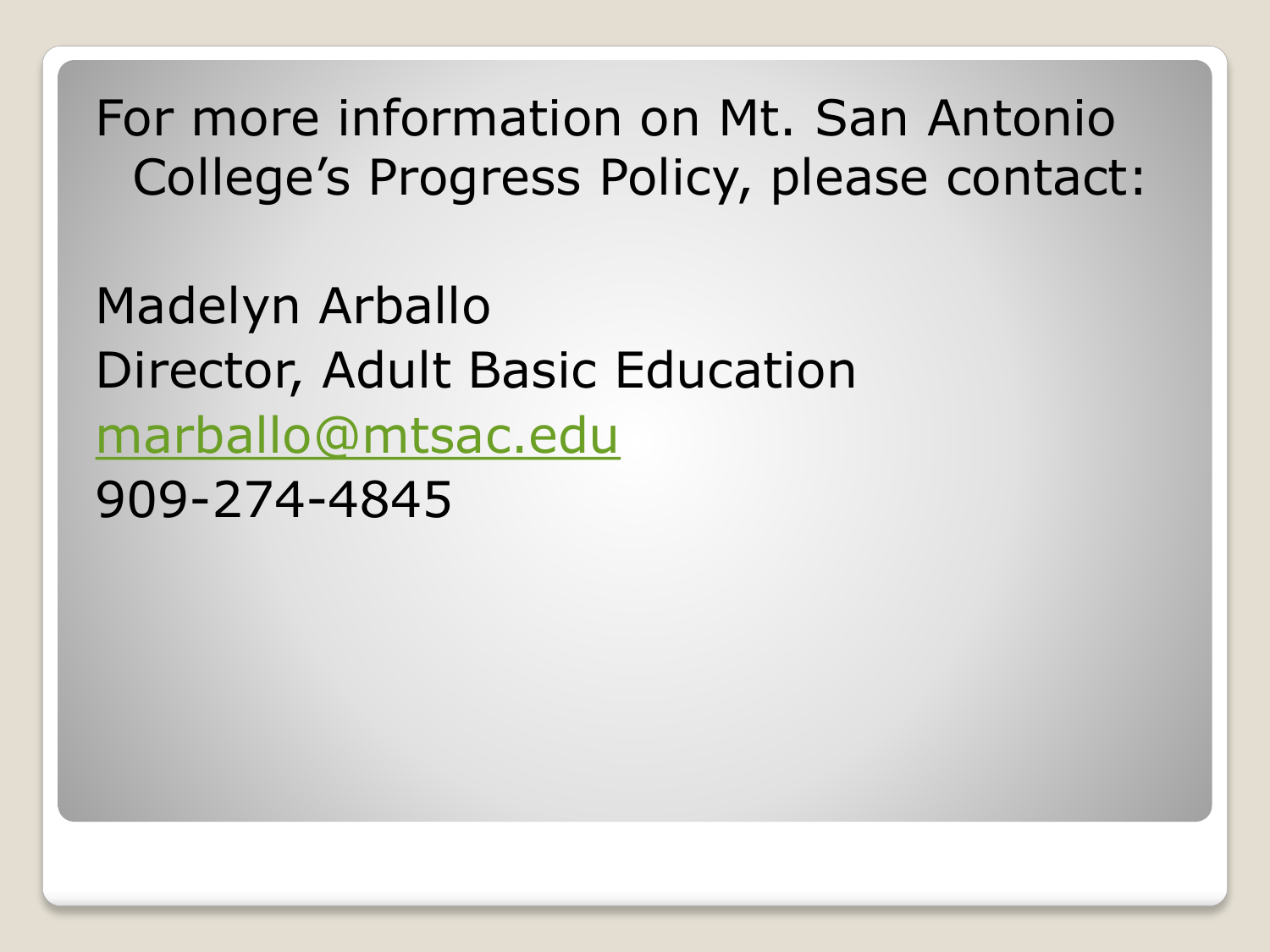For more information on Mt. San Antonio College's Progress Policy, please contact:

Madelyn Arballo
Director, Adult Basic Education
marballo@mtsac.edu
909-274-4845